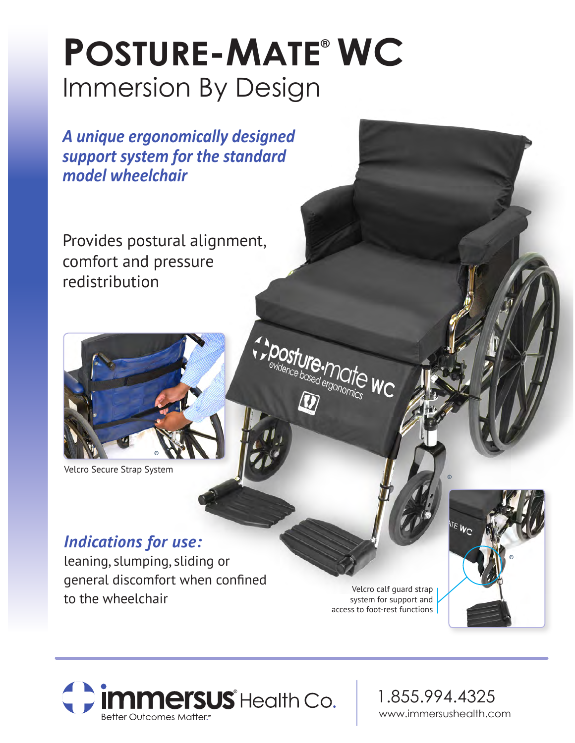# POSTURE-MATE® WC

## Immersion By Design

***A unique ergonomically designed support system for the standard model wheelchair***

Provides postural alignment, comfort and pressure redistribution

Velcro Secure Strap System

### *Indications for use:*

leaning, slumping, sliding or general discomfort when confined to the wheelchair

Velcro calf guard strap system for support and access to foot-rest functions

immersus® Health Co.
Better Outcomes Matter.™

1.855.994.4325
www.immersushealth.com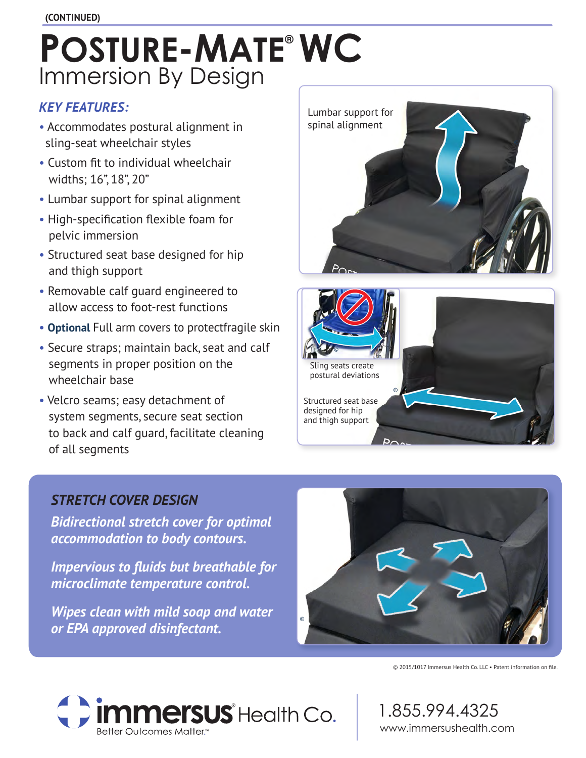(CONTINUED)

# POSTURE-MATE® WC

## Immersion By Design

### *KEY FEATURES:*

- Accommodates postural alignment in sling-seat wheelchair styles
- Custom fit to individual wheelchair widths; 16", 18", 20"
- Lumbar support for spinal alignment
- High-specification flexible foam for pelvic immersion
- Structured seat base designed for hip and thigh support
- Removable calf guard engineered to allow access to foot-rest functions
- **Optional** Full arm covers to protectfragile skin
- Secure straps; maintain back, seat and calf segments in proper position on the wheelchair base
- Velcro seams; easy detachment of system segments, secure seat section to back and calf guard, facilitate cleaning of all segments

Lumbar support for spinal alignment

Sling seats create postural deviations

Structured seat base designed for hip and thigh support

### *STRETCH COVER DESIGN*

***Bidirectional stretch cover for optimal accommodation to body contours.***

***Impervious to fluids but breathable for microclimate temperature control.***

***Wipes clean with mild soap and water or EPA approved disinfectant.***

© 2015/1017 Immersus Health Co. LLC • Patent information on file.

immersus® Health Co.
Better Outcomes Matter.™

1.855.994.4325
www.immersushealth.com